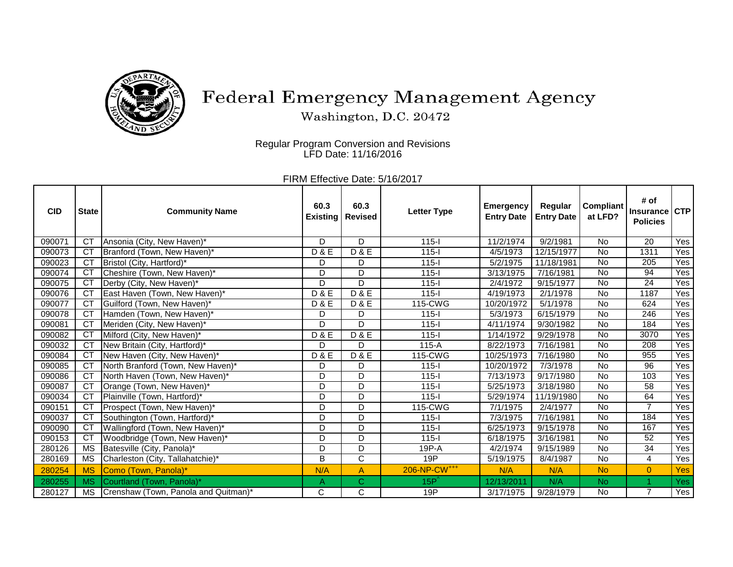# Federal Emergency Management Agency

Washington, D.C. 20472

Regular Program Conversion and Revisions
LFD Date: 11/16/2016

FIRM Effective Date: 5/16/2017

| CID | State | Community Name | 60.3 Existing | 60.3 Revised | Letter Type | Emergency Entry Date | Regular Entry Date | Compliant at LFD? | # of Insurance Policies | CTP |
|---|---|---|---|---|---|---|---|---|---|---|
| 090071 | CT | Ansonia (City, New Haven)* | D | D | 115-I | 11/2/1974 | 9/2/1981 | No | 20 | Yes |
| 090073 | CT | Branford (Town, New Haven)* | D & E | D & E | 115-I | 4/5/1973 | 12/15/1977 | No | 1311 | Yes |
| 090023 | CT | Bristol (City, Hartford)* | D | D | 115-I | 5/2/1975 | 11/18/1981 | No | 205 | Yes |
| 090074 | CT | Cheshire (Town, New Haven)* | D | D | 115-I | 3/13/1975 | 7/16/1981 | No | 94 | Yes |
| 090075 | CT | Derby (City, New Haven)* | D | D | 115-I | 2/4/1972 | 9/15/1977 | No | 24 | Yes |
| 090076 | CT | East Haven (Town, New Haven)* | D & E | D & E | 115-I | 4/19/1973 | 2/1/1978 | No | 1187 | Yes |
| 090077 | CT | Guilford (Town, New Haven)* | D & E | D & E | 115-CWG | 10/20/1972 | 5/1/1978 | No | 624 | Yes |
| 090078 | CT | Hamden (Town, New Haven)* | D | D | 115-I | 5/3/1973 | 6/15/1979 | No | 246 | Yes |
| 090081 | CT | Meriden (City, New Haven)* | D | D | 115-I | 4/11/1974 | 9/30/1982 | No | 184 | Yes |
| 090082 | CT | Milford (City, New Haven)* | D & E | D & E | 115-I | 1/14/1972 | 9/29/1978 | No | 3070 | Yes |
| 090032 | CT | New Britain (City, Hartford)* | D | D | 115-A | 8/22/1973 | 7/16/1981 | No | 208 | Yes |
| 090084 | CT | New Haven (City, New Haven)* | D & E | D & E | 115-CWG | 10/25/1973 | 7/16/1980 | No | 955 | Yes |
| 090085 | CT | North Branford (Town, New Haven)* | D | D | 115-I | 10/20/1972 | 7/3/1978 | No | 96 | Yes |
| 090086 | CT | North Haven (Town, New Haven)* | D | D | 115-I | 7/13/1973 | 9/17/1980 | No | 103 | Yes |
| 090087 | CT | Orange (Town, New Haven)* | D | D | 115-I | 5/25/1973 | 3/18/1980 | No | 58 | Yes |
| 090034 | CT | Plainville (Town, Hartford)* | D | D | 115-I | 5/29/1974 | 11/19/1980 | No | 64 | Yes |
| 090151 | CT | Prospect (Town, New Haven)* | D | D | 115-CWG | 7/1/1975 | 2/4/1977 | No | 7 | Yes |
| 090037 | CT | Southington (Town, Hartford)* | D | D | 115-I | 7/3/1975 | 7/16/1981 | No | 184 | Yes |
| 090090 | CT | Wallingford (Town, New Haven)* | D | D | 115-I | 6/25/1973 | 9/15/1978 | No | 167 | Yes |
| 090153 | CT | Woodbridge (Town, New Haven)* | D | D | 115-I | 6/18/1975 | 3/16/1981 | No | 52 | Yes |
| 280126 | MS | Batesville (City, Panola)* | D | D | 19P-A | 4/2/1974 | 9/15/1989 | No | 34 | Yes |
| 280169 | MS | Charleston (City, Tallahatchie)* | B | C | 19P | 5/19/1975 | 8/4/1987 | No | 4 | Yes |
| 280254 | MS | Como (Town, Panola)* | N/A | A | 206-NP-CW+++ | N/A | N/A | No | 0 | Yes |
| 280255 | MS | Courtland (Town, Panola)* | A | C | 15P^ | 12/13/2011 | N/A | No | 1 | Yes |
| 280127 | MS | Crenshaw (Town, Panola and Quitman)* | C | C | 19P | 3/17/1975 | 9/28/1979 | No | 7 | Yes |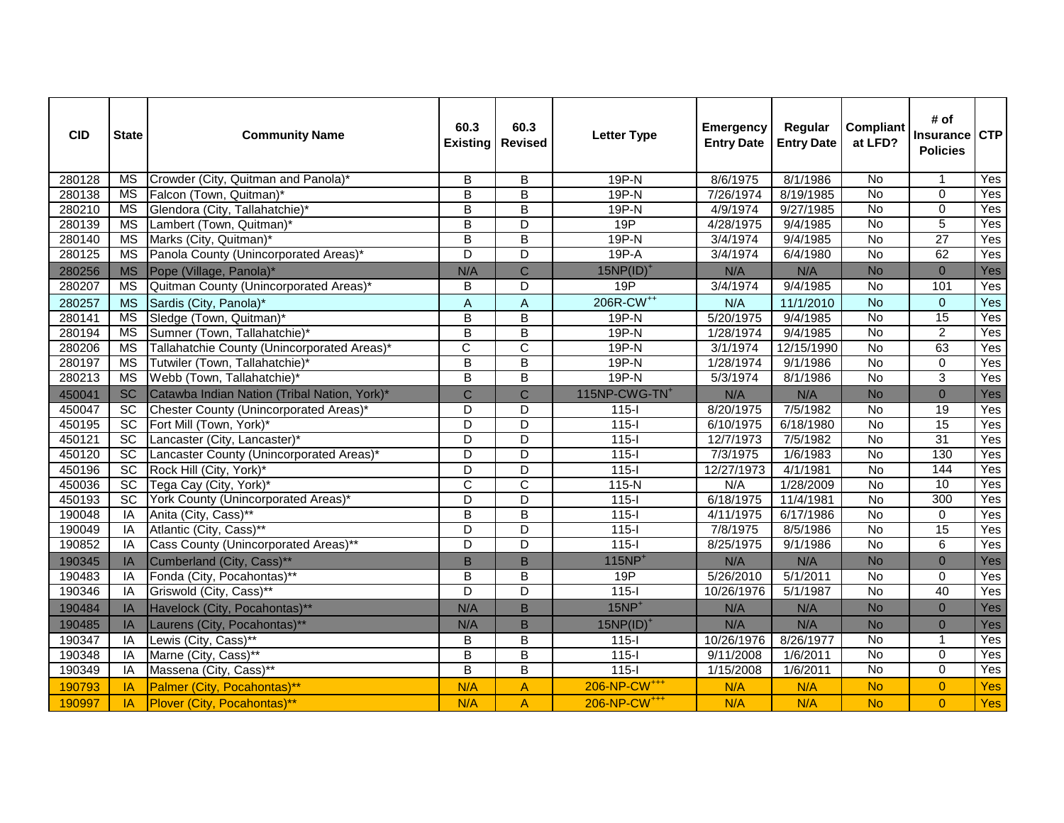| CID | State | Community Name | 60.3 Existing | 60.3 Revised | Letter Type | Emergency Entry Date | Regular Entry Date | Compliant at LFD? | # of Insurance Policies | CTP |
|---|---|---|---|---|---|---|---|---|---|---|
| 280128 | MS | Crowder (City, Quitman and Panola)* | B | B | 19P-N | 8/6/1975 | 8/1/1986 | No | 1 | Yes |
| 280138 | MS | Falcon (Town, Quitman)* | B | B | 19P-N | 7/26/1974 | 8/19/1985 | No | 0 | Yes |
| 280210 | MS | Glendora (City, Tallahatchie)* | B | B | 19P-N | 4/9/1974 | 9/27/1985 | No | 0 | Yes |
| 280139 | MS | Lambert (Town, Quitman)* | B | D | 19P | 4/28/1975 | 9/4/1985 | No | 5 | Yes |
| 280140 | MS | Marks (City, Quitman)* | B | B | 19P-N | 3/4/1974 | 9/4/1985 | No | 27 | Yes |
| 280125 | MS | Panola County (Unincorporated Areas)* | D | D | 19P-A | 3/4/1974 | 6/4/1980 | No | 62 | Yes |
| 280256 | MS | Pope (Village, Panola)* | N/A | C | 15NP(ID)+ | N/A | N/A | No | 0 | Yes |
| 280207 | MS | Quitman County (Unincorporated Areas)* | B | D | 19P | 3/4/1974 | 9/4/1985 | No | 101 | Yes |
| 280257 | MS | Sardis (City, Panola)* | A | A | 206R-CW++ | N/A | 11/1/2010 | No | 0 | Yes |
| 280141 | MS | Sledge (Town, Quitman)* | B | B | 19P-N | 5/20/1975 | 9/4/1985 | No | 15 | Yes |
| 280194 | MS | Sumner (Town, Tallahatchie)* | B | B | 19P-N | 1/28/1974 | 9/4/1985 | No | 2 | Yes |
| 280206 | MS | Tallahatchie County (Unincorporated Areas)* | C | C | 19P-N | 3/1/1974 | 12/15/1990 | No | 63 | Yes |
| 280197 | MS | Tutwiler (Town, Tallahatchie)* | B | B | 19P-N | 1/28/1974 | 9/1/1986 | No | 0 | Yes |
| 280213 | MS | Webb (Town, Tallahatchie)* | B | B | 19P-N | 5/3/1974 | 8/1/1986 | No | 3 | Yes |
| 450041 | SC | Catawba Indian Nation (Tribal Nation, York)* | C | C | 115NP-CWG-TN+ | N/A | N/A | No | 0 | Yes |
| 450047 | SC | Chester County (Unincorporated Areas)* | D | D | 115-I | 8/20/1975 | 7/5/1982 | No | 19 | Yes |
| 450195 | SC | Fort Mill (Town, York)* | D | D | 115-I | 6/10/1975 | 6/18/1980 | No | 15 | Yes |
| 450121 | SC | Lancaster (City, Lancaster)* | D | D | 115-I | 12/7/1973 | 7/5/1982 | No | 31 | Yes |
| 450120 | SC | Lancaster County (Unincorporated Areas)* | D | D | 115-I | 7/3/1975 | 1/6/1983 | No | 130 | Yes |
| 450196 | SC | Rock Hill (City, York)* | D | D | 115-I | 12/27/1973 | 4/1/1981 | No | 144 | Yes |
| 450036 | SC | Tega Cay (City, York)* | C | C | 115-N | N/A | 1/28/2009 | No | 10 | Yes |
| 450193 | SC | York County (Unincorporated Areas)* | D | D | 115-I | 6/18/1975 | 11/4/1981 | No | 300 | Yes |
| 190048 | IA | Anita (City, Cass)** | B | B | 115-I | 4/11/1975 | 6/17/1986 | No | 0 | Yes |
| 190049 | IA | Atlantic (City, Cass)** | D | D | 115-I | 7/8/1975 | 8/5/1986 | No | 15 | Yes |
| 190852 | IA | Cass County (Unincorporated Areas)** | D | D | 115-I | 8/25/1975 | 9/1/1986 | No | 6 | Yes |
| 190345 | IA | Cumberland (City, Cass)** | B | B | 115NP+ | N/A | N/A | No | 0 | Yes |
| 190483 | IA | Fonda (City, Pocahontas)** | B | B | 19P | 5/26/2010 | 5/1/2011 | No | 0 | Yes |
| 190346 | IA | Griswold (City, Cass)** | D | D | 115-I | 10/26/1976 | 5/1/1987 | No | 40 | Yes |
| 190484 | IA | Havelock (City, Pocahontas)** | N/A | B | 15NP+ | N/A | N/A | No | 0 | Yes |
| 190485 | IA | Laurens (City, Pocahontas)** | N/A | B | 15NP(ID)+ | N/A | N/A | No | 0 | Yes |
| 190347 | IA | Lewis (City, Cass)** | B | B | 115-I | 10/26/1976 | 8/26/1977 | No | 1 | Yes |
| 190348 | IA | Marne (City, Cass)** | B | B | 115-I | 9/11/2008 | 1/6/2011 | No | 0 | Yes |
| 190349 | IA | Massena (City, Cass)** | B | B | 115-I | 1/15/2008 | 1/6/2011 | No | 0 | Yes |
| 190793 | IA | Palmer (City, Pocahontas)** | N/A | A | 206-NP-CW+++ | N/A | N/A | No | 0 | Yes |
| 190997 | IA | Plover (City, Pocahontas)** | N/A | A | 206-NP-CW+++ | N/A | N/A | No | 0 | Yes |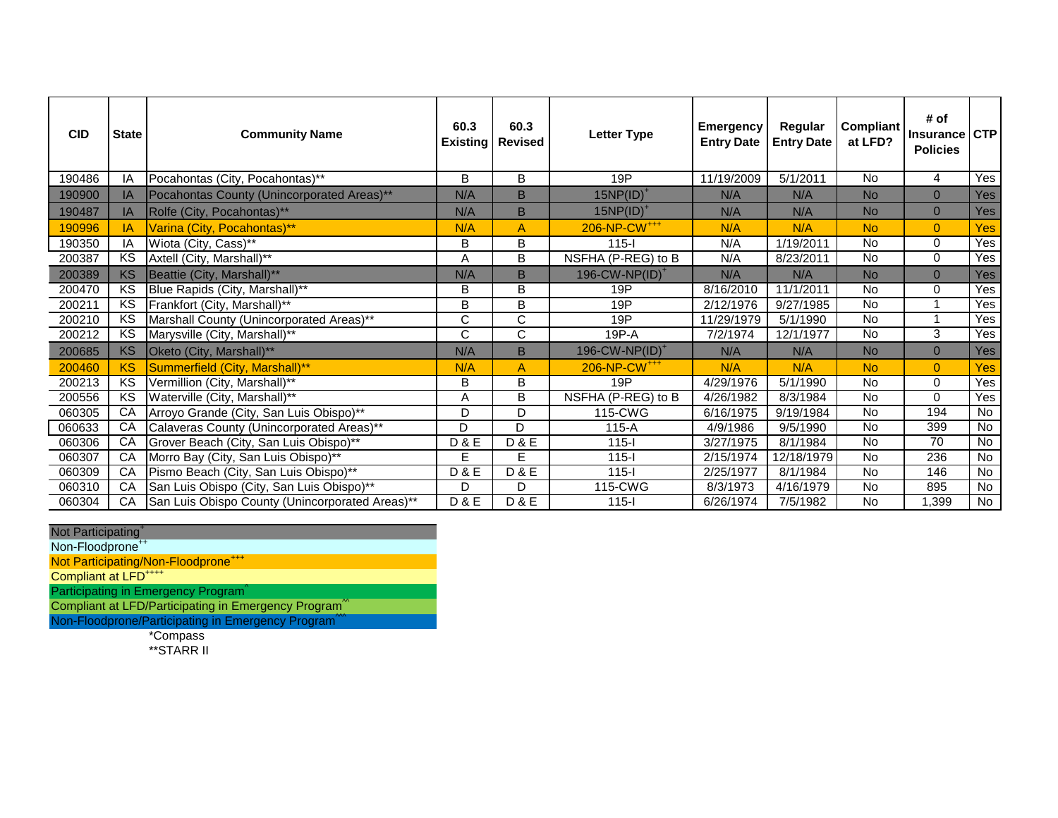| CID | State | Community Name | 60.3 Existing | 60.3 Revised | Letter Type | Emergency Entry Date | Regular Entry Date | Compliant at LFD? | # of Insurance Policies | CTP |
|---|---|---|---|---|---|---|---|---|---|---|
| 190486 | IA | Pocahontas (City, Pocahontas)** | B | B | 19P | 11/19/2009 | 5/1/2011 | No | 4 | Yes |
| 190900 | IA | Pocahontas County (Unincorporated Areas)** | N/A | B | 15NP(ID)+ | N/A | N/A | No | 0 | Yes |
| 190487 | IA | Rolfe (City, Pocahontas)** | N/A | B | 15NP(ID)+ | N/A | N/A | No | 0 | Yes |
| 190996 | IA | Varina (City, Pocahontas)** | N/A | A | 206-NP-CW+++ | N/A | N/A | No | 0 | Yes |
| 190350 | IA | Wiota (City, Cass)** | B | B | 115-I | N/A | 1/19/2011 | No | 0 | Yes |
| 200387 | KS | Axtell (City, Marshall)** | A | B | NSFHA (P-REG) to B | N/A | 8/23/2011 | No | 0 | Yes |
| 200389 | KS | Beattie (City, Marshall)** | N/A | B | 196-CW-NP(ID)+ | N/A | N/A | No | 0 | Yes |
| 200470 | KS | Blue Rapids (City, Marshall)** | B | B | 19P | 8/16/2010 | 11/1/2011 | No | 0 | Yes |
| 200211 | KS | Frankfort (City, Marshall)** | B | B | 19P | 2/12/1976 | 9/27/1985 | No | 1 | Yes |
| 200210 | KS | Marshall County (Unincorporated Areas)** | C | C | 19P | 11/29/1979 | 5/1/1990 | No | 1 | Yes |
| 200212 | KS | Marysville (City, Marshall)** | C | C | 19P-A | 7/2/1974 | 12/1/1977 | No | 3 | Yes |
| 200685 | KS | Oketo (City, Marshall)** | N/A | B | 196-CW-NP(ID)+ | N/A | N/A | No | 0 | Yes |
| 200460 | KS | Summerfield (City, Marshall)** | N/A | A | 206-NP-CW+++ | N/A | N/A | No | 0 | Yes |
| 200213 | KS | Vermillion (City, Marshall)** | B | B | 19P | 4/29/1976 | 5/1/1990 | No | 0 | Yes |
| 200556 | KS | Waterville (City, Marshall)** | A | B | NSFHA (P-REG) to B | 4/26/1982 | 8/3/1984 | No | 0 | Yes |
| 060305 | CA | Arroyo Grande (City, San Luis Obispo)** | D | D | 115-CWG | 6/16/1975 | 9/19/1984 | No | 194 | No |
| 060633 | CA | Calaveras County (Unincorporated Areas)** | D | D | 115-A | 4/9/1986 | 9/5/1990 | No | 399 | No |
| 060306 | CA | Grover Beach (City, San Luis Obispo)** | D & E | D & E | 115-I | 3/27/1975 | 8/1/1984 | No | 70 | No |
| 060307 | CA | Morro Bay (City, San Luis Obispo)** | E | E | 115-I | 2/15/1974 | 12/18/1979 | No | 236 | No |
| 060309 | CA | Pismo Beach (City, San Luis Obispo)** | D & E | D & E | 115-I | 2/25/1977 | 8/1/1984 | No | 146 | No |
| 060310 | CA | San Luis Obispo (City, San Luis Obispo)** | D | D | 115-CWG | 8/3/1973 | 4/16/1979 | No | 895 | No |
| 060304 | CA | San Luis Obispo County (Unincorporated Areas)** | D & E | D & E | 115-I | 6/26/1974 | 7/5/1982 | No | 1,399 | No |

Not Participating+

Non-Floodprone++

Not Participating/Non-Floodprone+++

Compliant at LFD++++

Participating in Emergency Program^

Compliant at LFD/Participating in Emergency Program^^

Non-Floodprone/Participating in Emergency Program^^^

*Compass

**STARR II